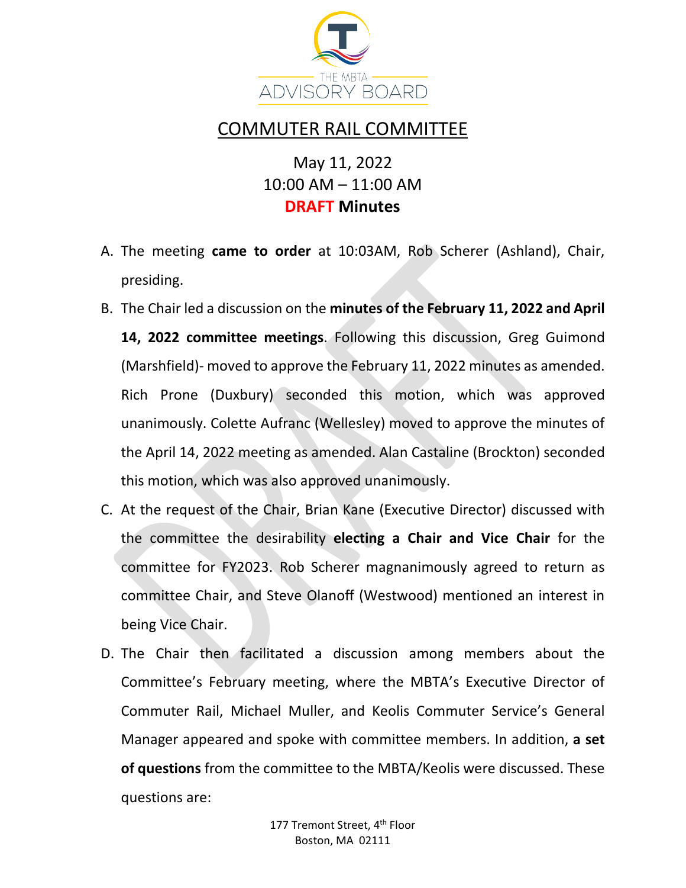THE MBTA ADVISORY BOARD

# COMMUTER RAIL COMMITTEE

May 11, 2022
10:00 AM – 11:00 AM
**DRAFT Minutes**

A. The meeting **came to order** at 10:03AM, Rob Scherer (Ashland), Chair, presiding.

B. The Chair led a discussion on the **minutes of the February 11, 2022 and April 14, 2022 committee meetings**. Following this discussion, Greg Guimond (Marshfield)- moved to approve the February 11, 2022 minutes as amended. Rich Prone (Duxbury) seconded this motion, which was approved unanimously. Colette Aufranc (Wellesley) moved to approve the minutes of the April 14, 2022 meeting as amended. Alan Castaline (Brockton) seconded this motion, which was also approved unanimously.

C. At the request of the Chair, Brian Kane (Executive Director) discussed with the committee the desirability **electing a Chair and Vice Chair** for the committee for FY2023. Rob Scherer magnanimously agreed to return as committee Chair, and Steve Olanoff (Westwood) mentioned an interest in being Vice Chair.

D. The Chair then facilitated a discussion among members about the Committee's February meeting, where the MBTA's Executive Director of Commuter Rail, Michael Muller, and Keolis Commuter Service's General Manager appeared and spoke with committee members. In addition, **a set of questions** from the committee to the MBTA/Keolis were discussed. These questions are:

177 Tremont Street, 4th Floor
Boston, MA 02111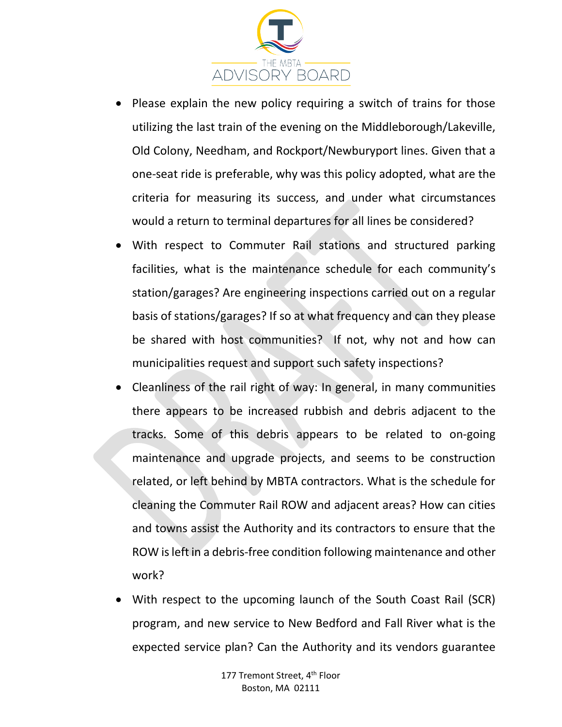- Please explain the new policy requiring a switch of trains for those utilizing the last train of the evening on the Middleborough/Lakeville, Old Colony, Needham, and Rockport/Newburyport lines. Given that a one-seat ride is preferable, why was this policy adopted, what are the criteria for measuring its success, and under what circumstances would a return to terminal departures for all lines be considered?
- With respect to Commuter Rail stations and structured parking facilities, what is the maintenance schedule for each community's station/garages? Are engineering inspections carried out on a regular basis of stations/garages? If so at what frequency and can they please be shared with host communities? If not, why not and how can municipalities request and support such safety inspections?
- Cleanliness of the rail right of way: In general, in many communities there appears to be increased rubbish and debris adjacent to the tracks. Some of this debris appears to be related to on-going maintenance and upgrade projects, and seems to be construction related, or left behind by MBTA contractors. What is the schedule for cleaning the Commuter Rail ROW and adjacent areas? How can cities and towns assist the Authority and its contractors to ensure that the ROW is left in a debris-free condition following maintenance and other work?
- With respect to the upcoming launch of the South Coast Rail (SCR) program, and new service to New Bedford and Fall River what is the expected service plan? Can the Authority and its vendors guarantee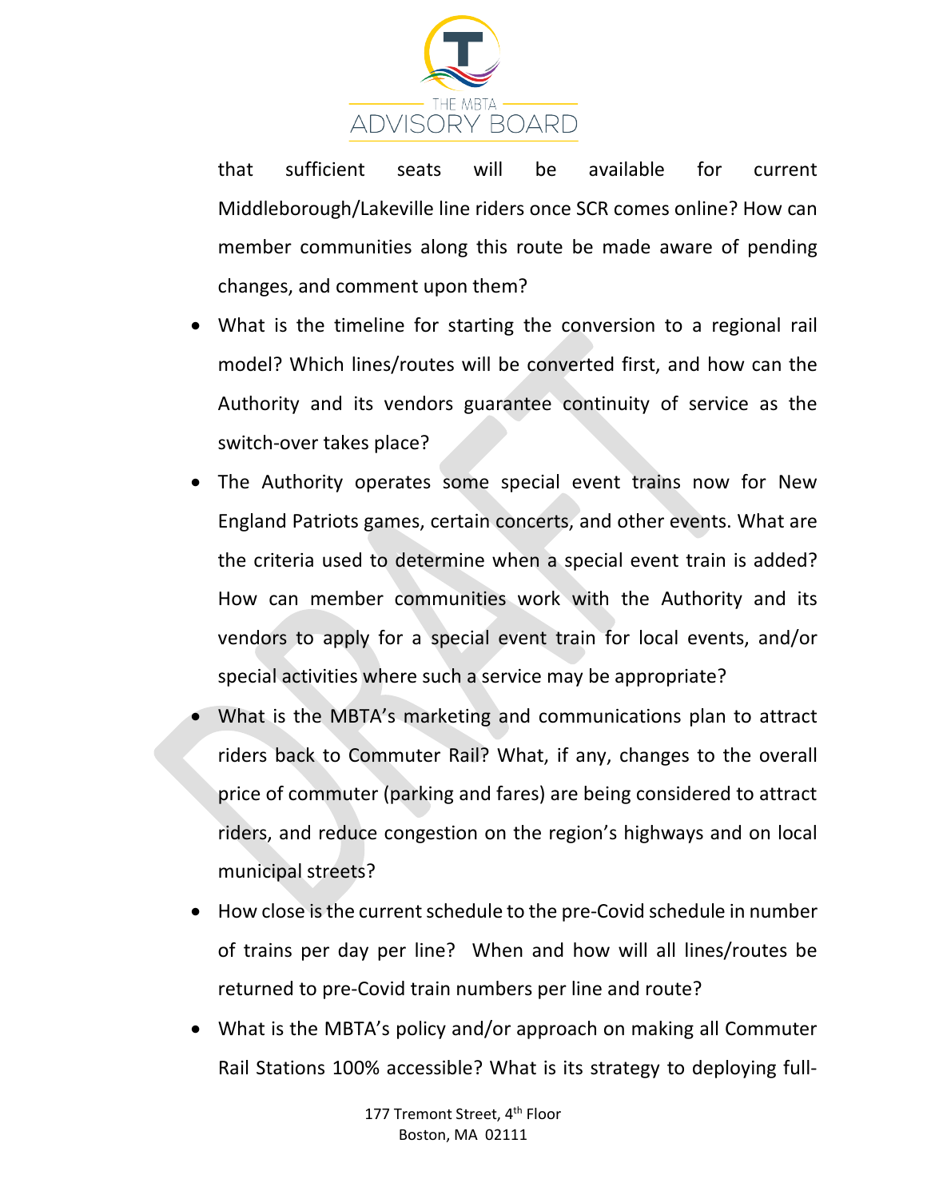that sufficient seats will be available for current Middleborough/Lakeville line riders once SCR comes online? How can member communities along this route be made aware of pending changes, and comment upon them?

- What is the timeline for starting the conversion to a regional rail model? Which lines/routes will be converted first, and how can the Authority and its vendors guarantee continuity of service as the switch-over takes place?
- The Authority operates some special event trains now for New England Patriots games, certain concerts, and other events. What are the criteria used to determine when a special event train is added? How can member communities work with the Authority and its vendors to apply for a special event train for local events, and/or special activities where such a service may be appropriate?
- What is the MBTA's marketing and communications plan to attract riders back to Commuter Rail? What, if any, changes to the overall price of commuter (parking and fares) are being considered to attract riders, and reduce congestion on the region's highways and on local municipal streets?
- How close is the current schedule to the pre-Covid schedule in number of trains per day per line? When and how will all lines/routes be returned to pre-Covid train numbers per line and route?
- What is the MBTA's policy and/or approach on making all Commuter Rail Stations 100% accessible? What is its strategy to deploying full-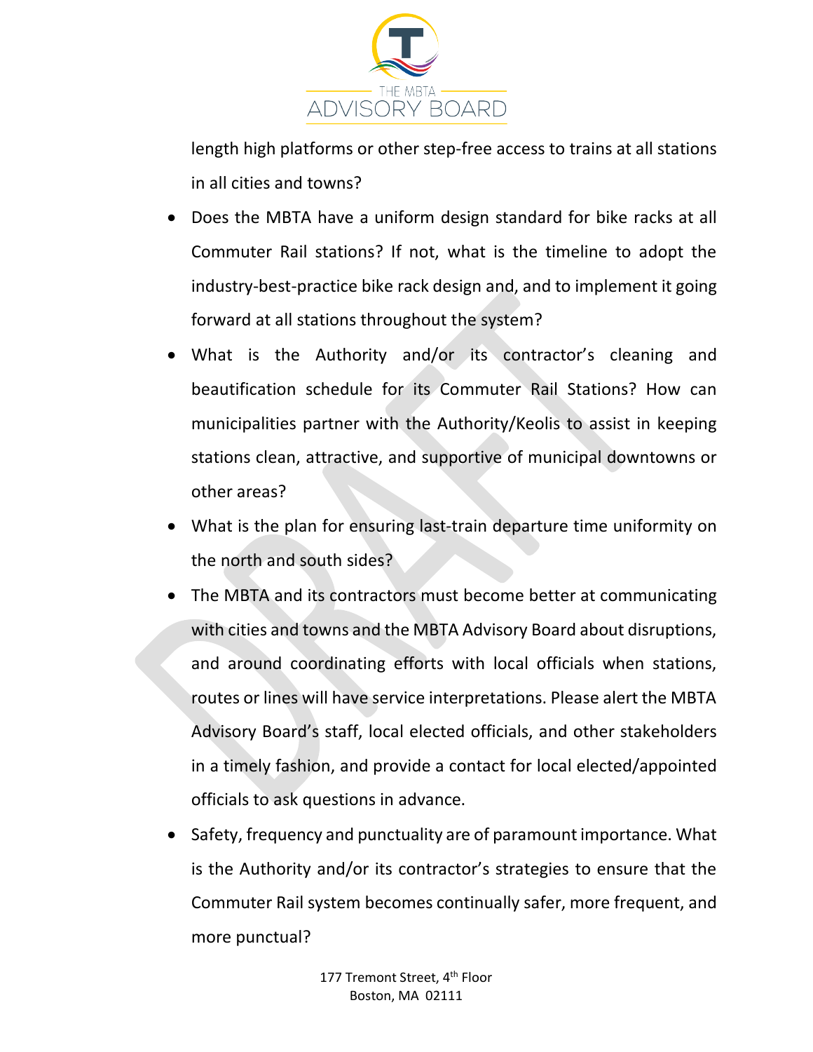length high platforms or other step-free access to trains at all stations in all cities and towns?

- Does the MBTA have a uniform design standard for bike racks at all Commuter Rail stations? If not, what is the timeline to adopt the industry-best-practice bike rack design and, and to implement it going forward at all stations throughout the system?
- What is the Authority and/or its contractor's cleaning and beautification schedule for its Commuter Rail Stations? How can municipalities partner with the Authority/Keolis to assist in keeping stations clean, attractive, and supportive of municipal downtowns or other areas?
- What is the plan for ensuring last-train departure time uniformity on the north and south sides?
- The MBTA and its contractors must become better at communicating with cities and towns and the MBTA Advisory Board about disruptions, and around coordinating efforts with local officials when stations, routes or lines will have service interpretations. Please alert the MBTA Advisory Board's staff, local elected officials, and other stakeholders in a timely fashion, and provide a contact for local elected/appointed officials to ask questions in advance.
- Safety, frequency and punctuality are of paramount importance. What is the Authority and/or its contractor's strategies to ensure that the Commuter Rail system becomes continually safer, more frequent, and more punctual?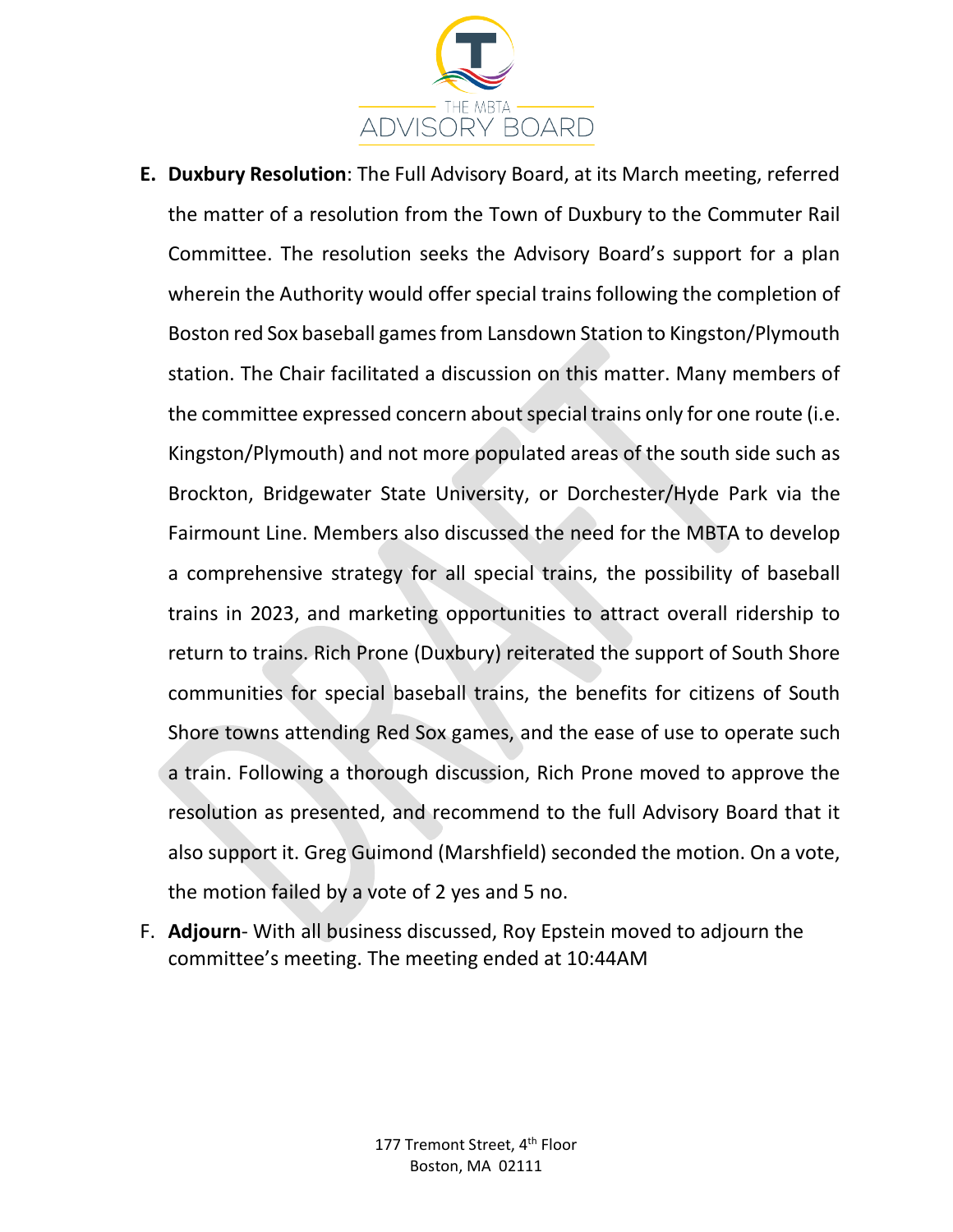E. **Duxbury Resolution**: The Full Advisory Board, at its March meeting, referred the matter of a resolution from the Town of Duxbury to the Commuter Rail Committee. The resolution seeks the Advisory Board's support for a plan wherein the Authority would offer special trains following the completion of Boston red Sox baseball games from Lansdown Station to Kingston/Plymouth station. The Chair facilitated a discussion on this matter. Many members of the committee expressed concern about special trains only for one route (i.e. Kingston/Plymouth) and not more populated areas of the south side such as Brockton, Bridgewater State University, or Dorchester/Hyde Park via the Fairmount Line. Members also discussed the need for the MBTA to develop a comprehensive strategy for all special trains, the possibility of baseball trains in 2023, and marketing opportunities to attract overall ridership to return to trains. Rich Prone (Duxbury) reiterated the support of South Shore communities for special baseball trains, the benefits for citizens of South Shore towns attending Red Sox games, and the ease of use to operate such a train. Following a thorough discussion, Rich Prone moved to approve the resolution as presented, and recommend to the full Advisory Board that it also support it. Greg Guimond (Marshfield) seconded the motion. On a vote, the motion failed by a vote of 2 yes and 5 no.

F. **Adjourn**- With all business discussed, Roy Epstein moved to adjourn the committee's meeting. The meeting ended at 10:44AM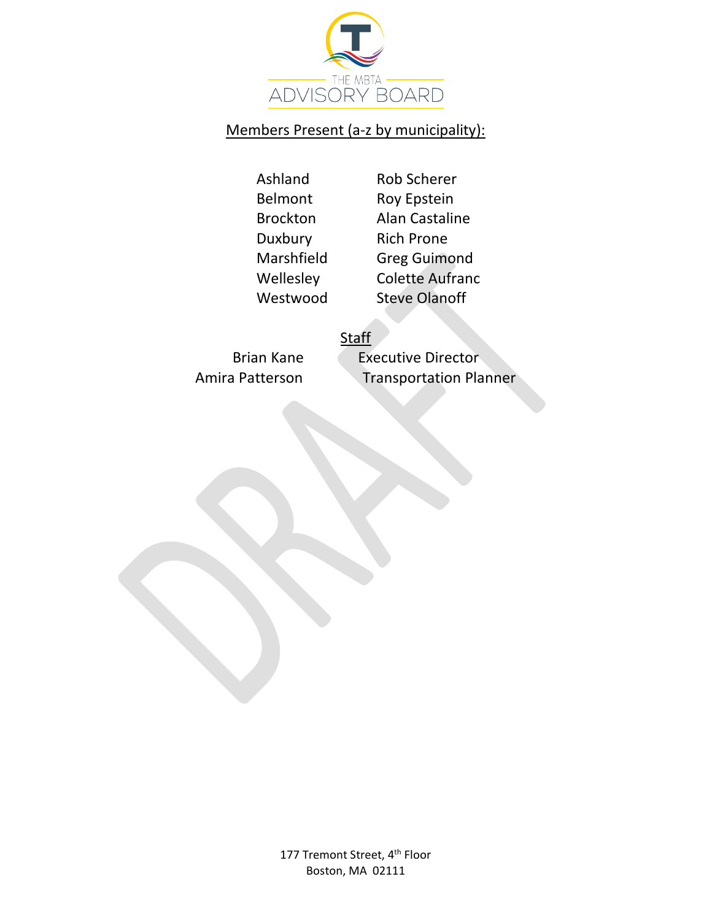THE MBTA ADVISORY BOARD

## Members Present (a-z by municipality):

| | |
|---|---|
| Ashland | Rob Scherer |
| Belmont | Roy Epstein |
| Brockton | Alan Castaline |
| Duxbury | Rich Prone |
| Marshfield | Greg Guimond |
| Wellesley | Colette Aufranc |
| Westwood | Steve Olanoff |

### Staff

| | |
|---|---|
| Brian Kane | Executive Director |
| Amira Patterson | Transportation Planner |

DRAFT

177 Tremont Street, 4th Floor
Boston, MA 02111